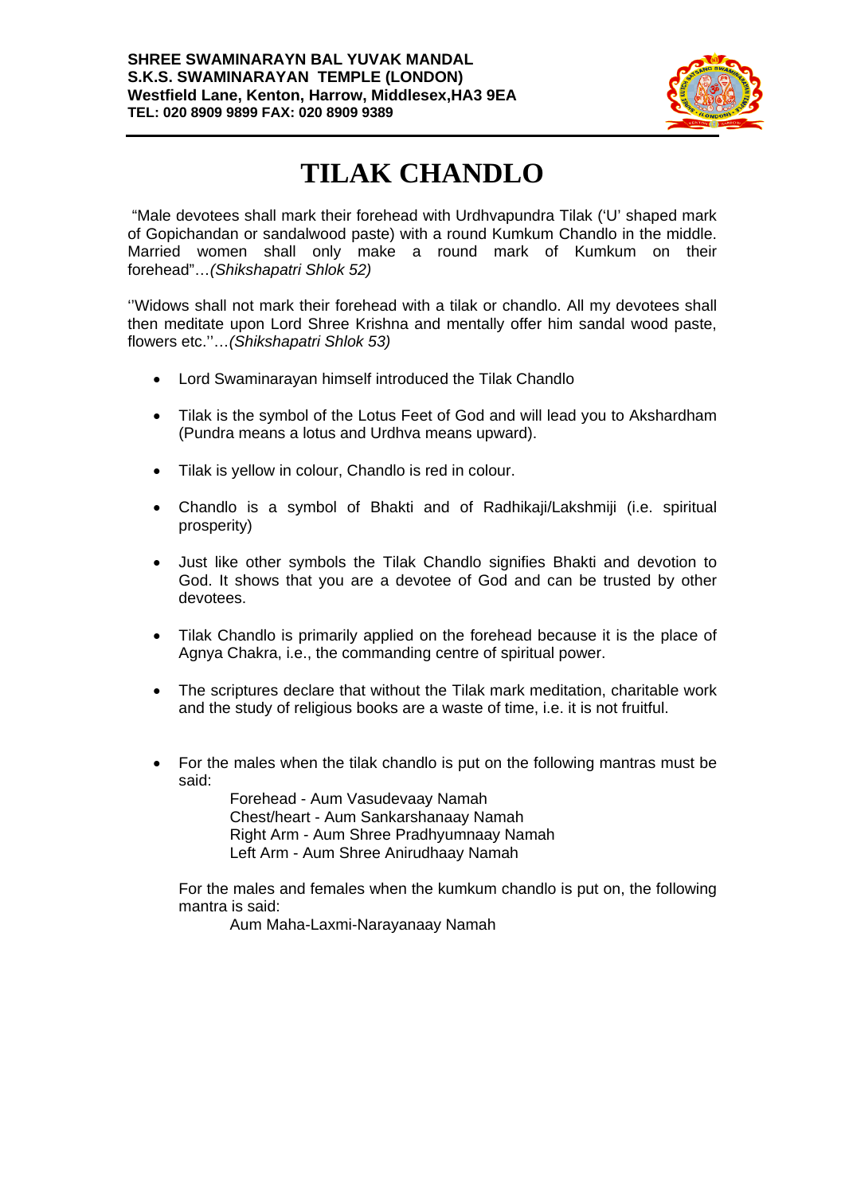**SHREE SWAMINARAYN BAL YUVAK MANDAL**
**S.K.S. SWAMINARAYAN TEMPLE (LONDON)**
**Westfield Lane, Kenton, Harrow, Middlesex,HA3 9EA**
**TEL: 020 8909 9899 FAX: 020 8909 9389**

# TILAK CHANDLO

"Male devotees shall mark their forehead with Urdhvapundra Tilak ('U' shaped mark of Gopichandan or sandalwood paste) with a round Kumkum Chandlo in the middle. Married women shall only make a round mark of Kumkum on their forehead"…*(Shikshapatri Shlok 52)*

''Widows shall not mark their forehead with a tilak or chandlo. All my devotees shall then meditate upon Lord Shree Krishna and mentally offer him sandal wood paste, flowers etc.''…*(Shikshapatri Shlok 53)*

- Lord Swaminarayan himself introduced the Tilak Chandlo
- Tilak is the symbol of the Lotus Feet of God and will lead you to Akshardham (Pundra means a lotus and Urdhva means upward).
- Tilak is yellow in colour, Chandlo is red in colour.
- Chandlo is a symbol of Bhakti and of Radhikaji/Lakshmiji (i.e. spiritual prosperity)
- Just like other symbols the Tilak Chandlo signifies Bhakti and devotion to God. It shows that you are a devotee of God and can be trusted by other devotees.
- Tilak Chandlo is primarily applied on the forehead because it is the place of Agnya Chakra, i.e., the commanding centre of spiritual power.
- The scriptures declare that without the Tilak mark meditation, charitable work and the study of religious books are a waste of time, i.e. it is not fruitful.
- For the males when the tilak chandlo is put on the following mantras must be said:

  Forehead - Aum Vasudevaay Namah
  Chest/heart - Aum Sankarshanaay Namah
  Right Arm - Aum Shree Pradhyumnaay Namah
  Left Arm - Aum Shree Anirudhaay Namah

  For the males and females when the kumkum chandlo is put on, the following mantra is said:

  Aum Maha-Laxmi-Narayanaay Namah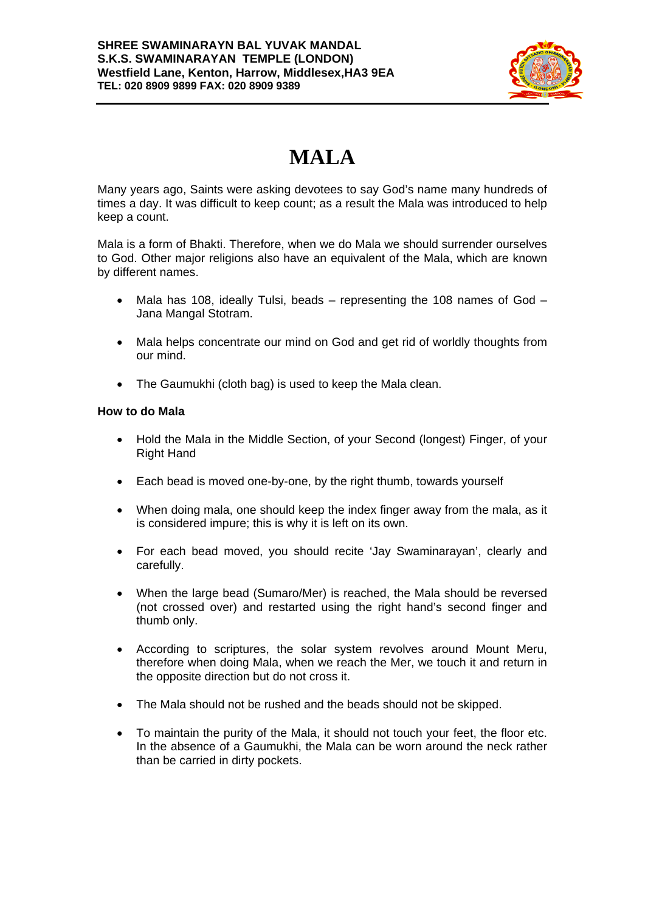# MALA

Many years ago, Saints were asking devotees to say God's name many hundreds of times a day. It was difficult to keep count; as a result the Mala was introduced to help keep a count.

Mala is a form of Bhakti. Therefore, when we do Mala we should surrender ourselves to God. Other major religions also have an equivalent of the Mala, which are known by different names.

- Mala has 108, ideally Tulsi, beads – representing the 108 names of God – Jana Mangal Stotram.
- Mala helps concentrate our mind on God and get rid of worldly thoughts from our mind.
- The Gaumukhi (cloth bag) is used to keep the Mala clean.

**How to do Mala**

- Hold the Mala in the Middle Section, of your Second (longest) Finger, of your Right Hand
- Each bead is moved one-by-one, by the right thumb, towards yourself
- When doing mala, one should keep the index finger away from the mala, as it is considered impure; this is why it is left on its own.
- For each bead moved, you should recite 'Jay Swaminarayan', clearly and carefully.
- When the large bead (Sumaro/Mer) is reached, the Mala should be reversed (not crossed over) and restarted using the right hand's second finger and thumb only.
- According to scriptures, the solar system revolves around Mount Meru, therefore when doing Mala, when we reach the Mer, we touch it and return in the opposite direction but do not cross it.
- The Mala should not be rushed and the beads should not be skipped.
- To maintain the purity of the Mala, it should not touch your feet, the floor etc. In the absence of a Gaumukhi, the Mala can be worn around the neck rather than be carried in dirty pockets.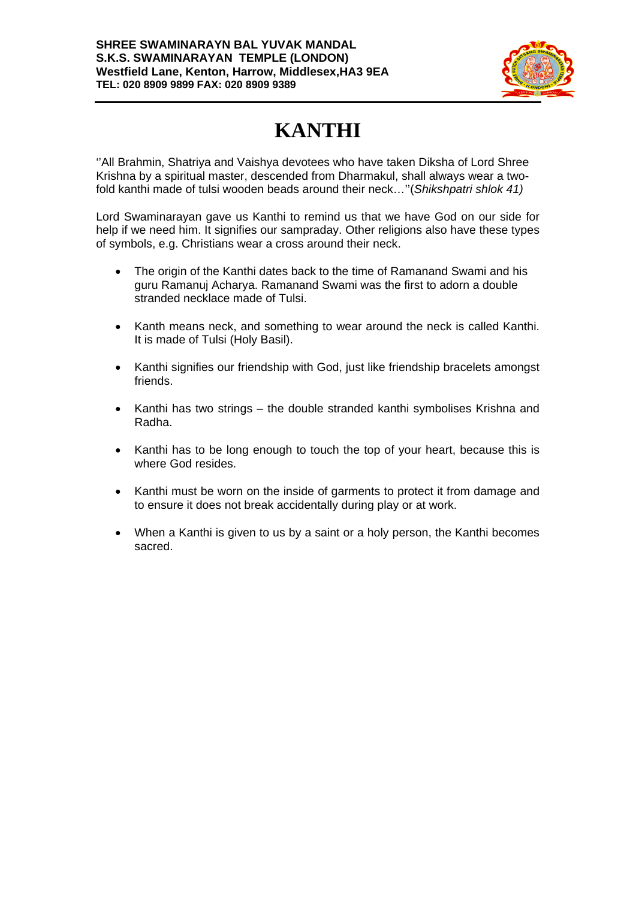**SHREE SWAMINARAYN BAL YUVAK MANDAL**
**S.K.S. SWAMINARAYAN TEMPLE (LONDON)**
**Westfield Lane, Kenton, Harrow, Middlesex,HA3 9EA**
**TEL: 020 8909 9899 FAX: 020 8909 9389**

# KANTHI

''All Brahmin, Shatriya and Vaishya devotees who have taken Diksha of Lord Shree Krishna by a spiritual master, descended from Dharmakul, shall always wear a two-fold kanthi made of tulsi wooden beads around their neck…''(*Shikshpatri shlok 41)*

Lord Swaminarayan gave us Kanthi to remind us that we have God on our side for help if we need him. It signifies our sampraday. Other religions also have these types of symbols, e.g. Christians wear a cross around their neck.

- The origin of the Kanthi dates back to the time of Ramanand Swami and his guru Ramanuj Acharya. Ramanand Swami was the first to adorn a double stranded necklace made of Tulsi.
- Kanth means neck, and something to wear around the neck is called Kanthi. It is made of Tulsi (Holy Basil).
- Kanthi signifies our friendship with God, just like friendship bracelets amongst friends.
- Kanthi has two strings – the double stranded kanthi symbolises Krishna and Radha.
- Kanthi has to be long enough to touch the top of your heart, because this is where God resides.
- Kanthi must be worn on the inside of garments to protect it from damage and to ensure it does not break accidentally during play or at work.
- When a Kanthi is given to us by a saint or a holy person, the Kanthi becomes sacred.